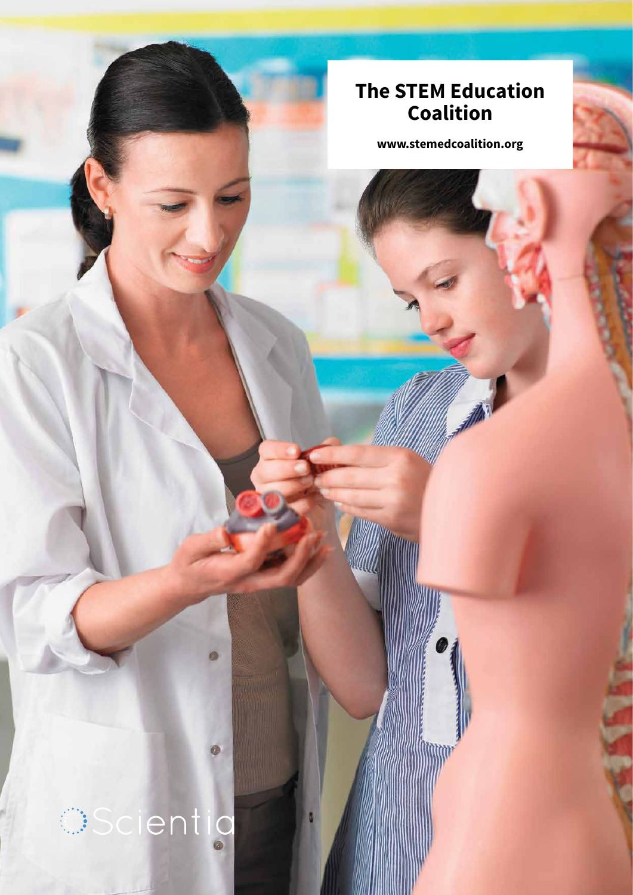# The STEM Education Coalition

www.stemedcoalition.org

Scientia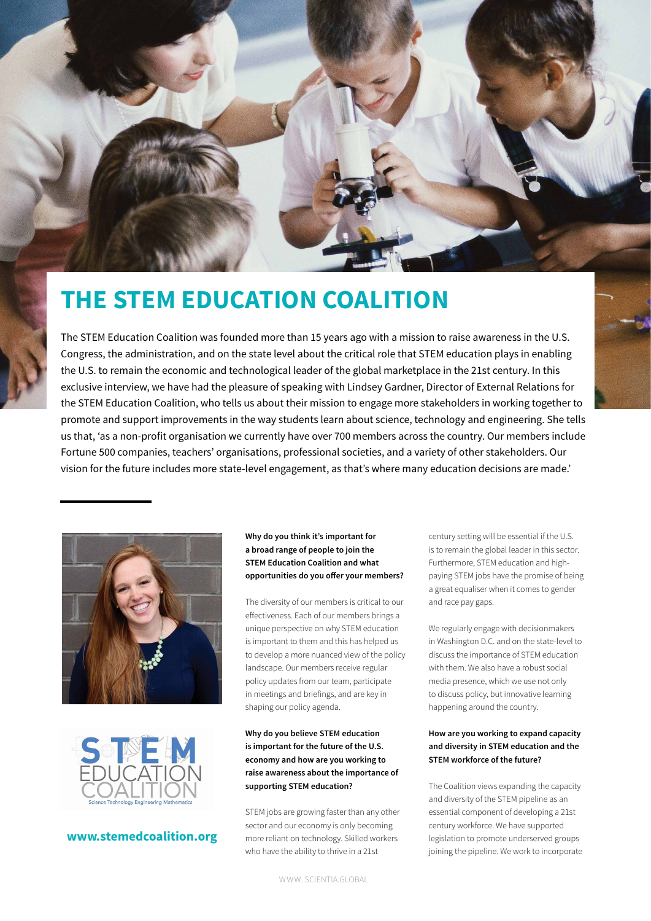# THE STEM EDUCATION COALITION

The STEM Education Coalition was founded more than 15 years ago with a mission to raise awareness in the U.S. Congress, the administration, and on the state level about the critical role that STEM education plays in enabling the U.S. to remain the economic and technological leader of the global marketplace in the 21st century. In this exclusive interview, we have had the pleasure of speaking with Lindsey Gardner, Director of External Relations for the STEM Education Coalition, who tells us about their mission to engage more stakeholders in working together to promote and support improvements in the way students learn about science, technology and engineering. She tells us that, 'as a non-profit organisation we currently have over 700 members across the country. Our members include Fortune 500 companies, teachers' organisations, professional societies, and a variety of other stakeholders. Our vision for the future includes more state-level engagement, as that's where many education decisions are made.'

**www.stemedcoalition.org**

**Why do you think it's important for a broad range of people to join the STEM Education Coalition and what opportunities do you offer your members?**

The diversity of our members is critical to our effectiveness. Each of our members brings a unique perspective on why STEM education is important to them and this has helped us to develop a more nuanced view of the policy landscape. Our members receive regular policy updates from our team, participate in meetings and briefings, and are key in shaping our policy agenda.

**Why do you believe STEM education is important for the future of the U.S. economy and how are you working to raise awareness about the importance of supporting STEM education?**

STEM jobs are growing faster than any other sector and our economy is only becoming more reliant on technology. Skilled workers who have the ability to thrive in a 21st century setting will be essential if the U.S. is to remain the global leader in this sector. Furthermore, STEM education and high-paying STEM jobs have the promise of being a great equaliser when it comes to gender and race pay gaps.

We regularly engage with decisionmakers in Washington D.C. and on the state-level to discuss the importance of STEM education with them. We also have a robust social media presence, which we use not only to discuss policy, but innovative learning happening around the country.

**How are you working to expand capacity and diversity in STEM education and the STEM workforce of the future?**

The Coalition views expanding the capacity and diversity of the STEM pipeline as an essential component of developing a 21st century workforce. We have supported legislation to promote underserved groups joining the pipeline. We work to incorporate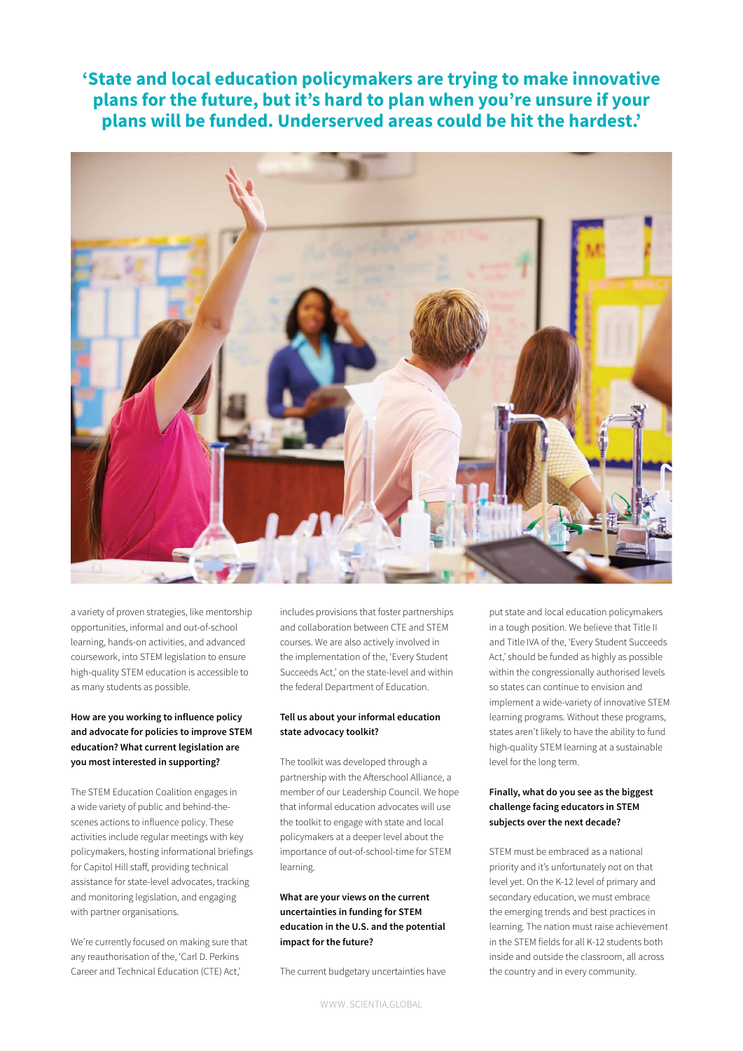**'State and local education policymakers are trying to make innovative plans for the future, but it's hard to plan when you're unsure if your plans will be funded. Underserved areas could be hit the hardest.'**

a variety of proven strategies, like mentorship opportunities, informal and out-of-school learning, hands-on activities, and advanced coursework, into STEM legislation to ensure high-quality STEM education is accessible to as many students as possible.

**How are you working to influence policy and advocate for policies to improve STEM education? What current legislation are you most interested in supporting?**

The STEM Education Coalition engages in a wide variety of public and behind-the-scenes actions to influence policy. These activities include regular meetings with key policymakers, hosting informational briefings for Capitol Hill staff, providing technical assistance for state-level advocates, tracking and monitoring legislation, and engaging with partner organisations.

We're currently focused on making sure that any reauthorisation of the, 'Carl D. Perkins Career and Technical Education (CTE) Act,' includes provisions that foster partnerships and collaboration between CTE and STEM courses. We are also actively involved in the implementation of the, 'Every Student Succeeds Act,' on the state-level and within the federal Department of Education.

**Tell us about your informal education state advocacy toolkit?**

The toolkit was developed through a partnership with the Afterschool Alliance, a member of our Leadership Council. We hope that informal education advocates will use the toolkit to engage with state and local policymakers at a deeper level about the importance of out-of-school-time for STEM learning.

**What are your views on the current uncertainties in funding for STEM education in the U.S. and the potential impact for the future?**

The current budgetary uncertainties have put state and local education policymakers in a tough position. We believe that Title II and Title IVA of the, 'Every Student Succeeds Act,' should be funded as highly as possible within the congressionally authorised levels so states can continue to envision and implement a wide-variety of innovative STEM learning programs. Without these programs, states aren't likely to have the ability to fund high-quality STEM learning at a sustainable level for the long term.

**Finally, what do you see as the biggest challenge facing educators in STEM subjects over the next decade?**

STEM must be embraced as a national priority and it's unfortunately not on that level yet. On the K-12 level of primary and secondary education, we must embrace the emerging trends and best practices in learning. The nation must raise achievement in the STEM fields for all K-12 students both inside and outside the classroom, all across the country and in every community.